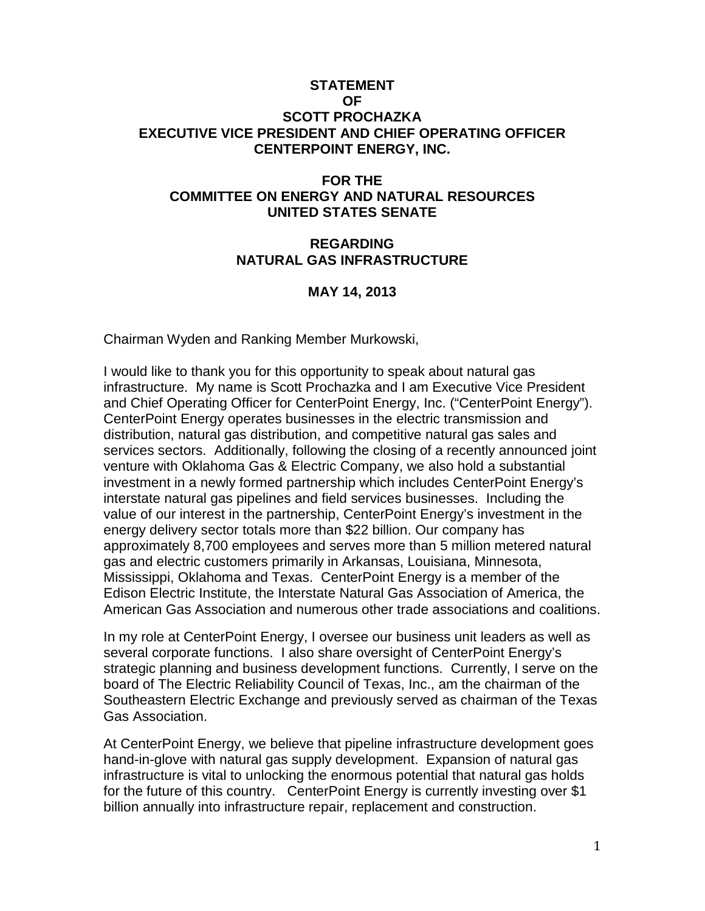**STATEMENT**
**OF**
**SCOTT PROCHAZKA**
**EXECUTIVE VICE PRESIDENT AND CHIEF OPERATING OFFICER**
**CENTERPOINT ENERGY, INC.**

**FOR THE**
**COMMITTEE ON ENERGY AND NATURAL RESOURCES**
**UNITED STATES SENATE**

**REGARDING**
**NATURAL GAS INFRASTRUCTURE**

**MAY 14, 2013**

Chairman Wyden and Ranking Member Murkowski,

I would like to thank you for this opportunity to speak about natural gas infrastructure. My name is Scott Prochazka and I am Executive Vice President and Chief Operating Officer for CenterPoint Energy, Inc. ("CenterPoint Energy"). CenterPoint Energy operates businesses in the electric transmission and distribution, natural gas distribution, and competitive natural gas sales and services sectors. Additionally, following the closing of a recently announced joint venture with Oklahoma Gas & Electric Company, we also hold a substantial investment in a newly formed partnership which includes CenterPoint Energy's interstate natural gas pipelines and field services businesses. Including the value of our interest in the partnership, CenterPoint Energy's investment in the energy delivery sector totals more than $22 billion. Our company has approximately 8,700 employees and serves more than 5 million metered natural gas and electric customers primarily in Arkansas, Louisiana, Minnesota, Mississippi, Oklahoma and Texas. CenterPoint Energy is a member of the Edison Electric Institute, the Interstate Natural Gas Association of America, the American Gas Association and numerous other trade associations and coalitions.

In my role at CenterPoint Energy, I oversee our business unit leaders as well as several corporate functions. I also share oversight of CenterPoint Energy's strategic planning and business development functions. Currently, I serve on the board of The Electric Reliability Council of Texas, Inc., am the chairman of the Southeastern Electric Exchange and previously served as chairman of the Texas Gas Association.

At CenterPoint Energy, we believe that pipeline infrastructure development goes hand-in-glove with natural gas supply development. Expansion of natural gas infrastructure is vital to unlocking the enormous potential that natural gas holds for the future of this country. CenterPoint Energy is currently investing over $1 billion annually into infrastructure repair, replacement and construction.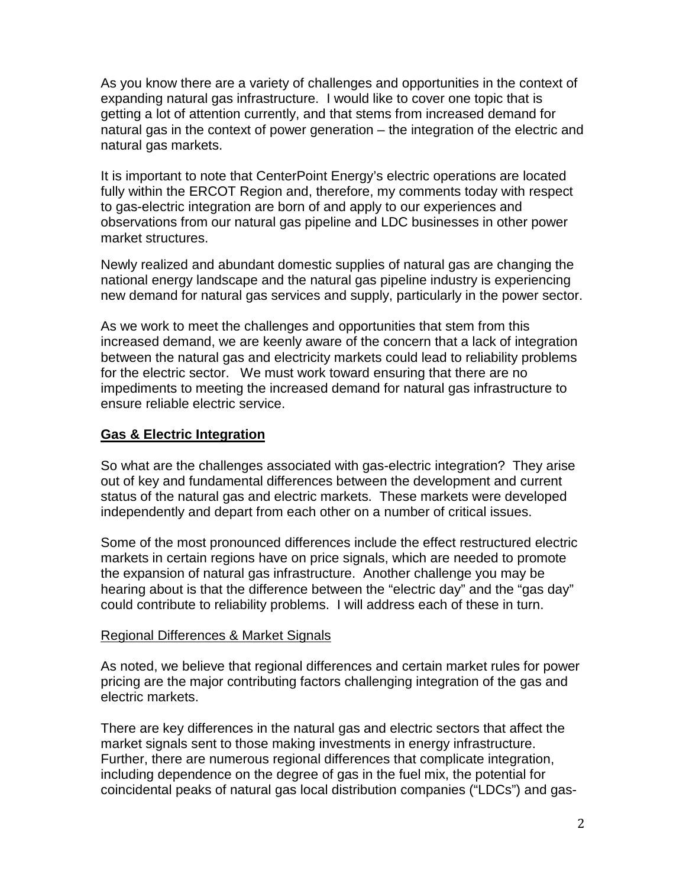As you know there are a variety of challenges and opportunities in the context of expanding natural gas infrastructure. I would like to cover one topic that is getting a lot of attention currently, and that stems from increased demand for natural gas in the context of power generation – the integration of the electric and natural gas markets.

It is important to note that CenterPoint Energy's electric operations are located fully within the ERCOT Region and, therefore, my comments today with respect to gas-electric integration are born of and apply to our experiences and observations from our natural gas pipeline and LDC businesses in other power market structures.

Newly realized and abundant domestic supplies of natural gas are changing the national energy landscape and the natural gas pipeline industry is experiencing new demand for natural gas services and supply, particularly in the power sector.

As we work to meet the challenges and opportunities that stem from this increased demand, we are keenly aware of the concern that a lack of integration between the natural gas and electricity markets could lead to reliability problems for the electric sector. We must work toward ensuring that there are no impediments to meeting the increased demand for natural gas infrastructure to ensure reliable electric service.

## Gas & Electric Integration

So what are the challenges associated with gas-electric integration? They arise out of key and fundamental differences between the development and current status of the natural gas and electric markets. These markets were developed independently and depart from each other on a number of critical issues.

Some of the most pronounced differences include the effect restructured electric markets in certain regions have on price signals, which are needed to promote the expansion of natural gas infrastructure. Another challenge you may be hearing about is that the difference between the "electric day" and the "gas day" could contribute to reliability problems. I will address each of these in turn.

### Regional Differences & Market Signals

As noted, we believe that regional differences and certain market rules for power pricing are the major contributing factors challenging integration of the gas and electric markets.

There are key differences in the natural gas and electric sectors that affect the market signals sent to those making investments in energy infrastructure. Further, there are numerous regional differences that complicate integration, including dependence on the degree of gas in the fuel mix, the potential for coincidental peaks of natural gas local distribution companies ("LDCs") and gas-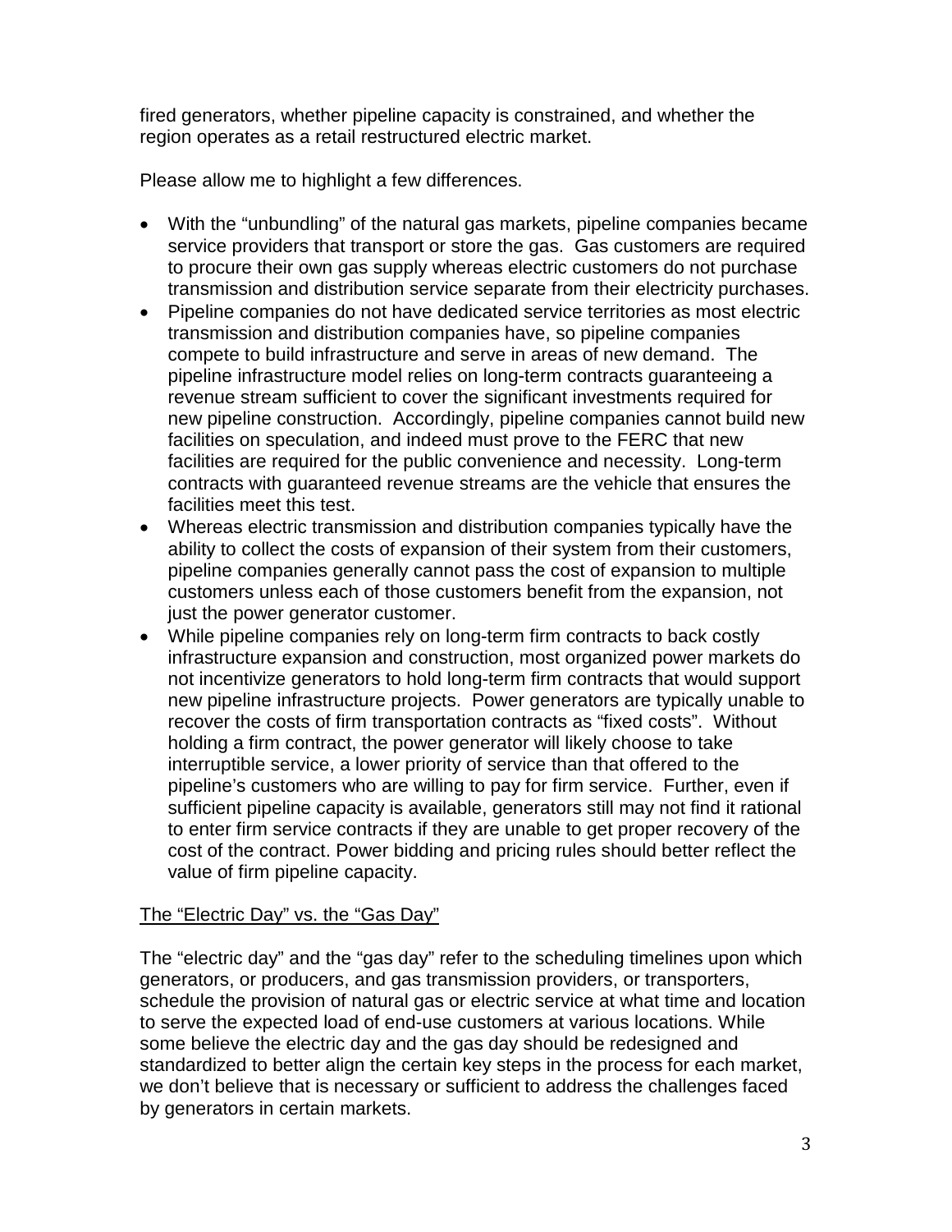fired generators, whether pipeline capacity is constrained, and whether the region operates as a retail restructured electric market.

Please allow me to highlight a few differences.

- With the "unbundling" of the natural gas markets, pipeline companies became service providers that transport or store the gas. Gas customers are required to procure their own gas supply whereas electric customers do not purchase transmission and distribution service separate from their electricity purchases.
- Pipeline companies do not have dedicated service territories as most electric transmission and distribution companies have, so pipeline companies compete to build infrastructure and serve in areas of new demand. The pipeline infrastructure model relies on long-term contracts guaranteeing a revenue stream sufficient to cover the significant investments required for new pipeline construction. Accordingly, pipeline companies cannot build new facilities on speculation, and indeed must prove to the FERC that new facilities are required for the public convenience and necessity. Long-term contracts with guaranteed revenue streams are the vehicle that ensures the facilities meet this test.
- Whereas electric transmission and distribution companies typically have the ability to collect the costs of expansion of their system from their customers, pipeline companies generally cannot pass the cost of expansion to multiple customers unless each of those customers benefit from the expansion, not just the power generator customer.
- While pipeline companies rely on long-term firm contracts to back costly infrastructure expansion and construction, most organized power markets do not incentivize generators to hold long-term firm contracts that would support new pipeline infrastructure projects. Power generators are typically unable to recover the costs of firm transportation contracts as "fixed costs". Without holding a firm contract, the power generator will likely choose to take interruptible service, a lower priority of service than that offered to the pipeline's customers who are willing to pay for firm service. Further, even if sufficient pipeline capacity is available, generators still may not find it rational to enter firm service contracts if they are unable to get proper recovery of the cost of the contract. Power bidding and pricing rules should better reflect the value of firm pipeline capacity.

## The "Electric Day" vs. the "Gas Day"

The "electric day" and the "gas day" refer to the scheduling timelines upon which generators, or producers, and gas transmission providers, or transporters, schedule the provision of natural gas or electric service at what time and location to serve the expected load of end-use customers at various locations. While some believe the electric day and the gas day should be redesigned and standardized to better align the certain key steps in the process for each market, we don't believe that is necessary or sufficient to address the challenges faced by generators in certain markets.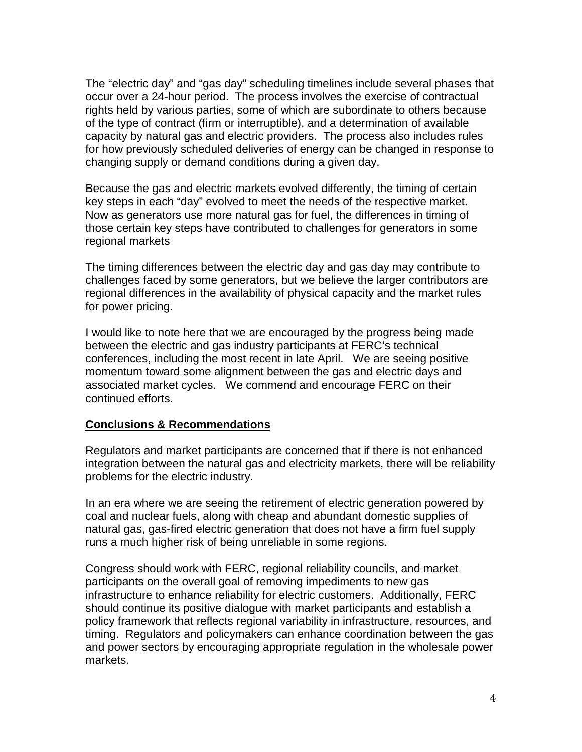The "electric day" and "gas day" scheduling timelines include several phases that occur over a 24-hour period. The process involves the exercise of contractual rights held by various parties, some of which are subordinate to others because of the type of contract (firm or interruptible), and a determination of available capacity by natural gas and electric providers. The process also includes rules for how previously scheduled deliveries of energy can be changed in response to changing supply or demand conditions during a given day.

Because the gas and electric markets evolved differently, the timing of certain key steps in each "day" evolved to meet the needs of the respective market. Now as generators use more natural gas for fuel, the differences in timing of those certain key steps have contributed to challenges for generators in some regional markets

The timing differences between the electric day and gas day may contribute to challenges faced by some generators, but we believe the larger contributors are regional differences in the availability of physical capacity and the market rules for power pricing.

I would like to note here that we are encouraged by the progress being made between the electric and gas industry participants at FERC's technical conferences, including the most recent in late April. We are seeing positive momentum toward some alignment between the gas and electric days and associated market cycles. We commend and encourage FERC on their continued efforts.

## Conclusions & Recommendations

Regulators and market participants are concerned that if there is not enhanced integration between the natural gas and electricity markets, there will be reliability problems for the electric industry.

In an era where we are seeing the retirement of electric generation powered by coal and nuclear fuels, along with cheap and abundant domestic supplies of natural gas, gas-fired electric generation that does not have a firm fuel supply runs a much higher risk of being unreliable in some regions.

Congress should work with FERC, regional reliability councils, and market participants on the overall goal of removing impediments to new gas infrastructure to enhance reliability for electric customers. Additionally, FERC should continue its positive dialogue with market participants and establish a policy framework that reflects regional variability in infrastructure, resources, and timing. Regulators and policymakers can enhance coordination between the gas and power sectors by encouraging appropriate regulation in the wholesale power markets.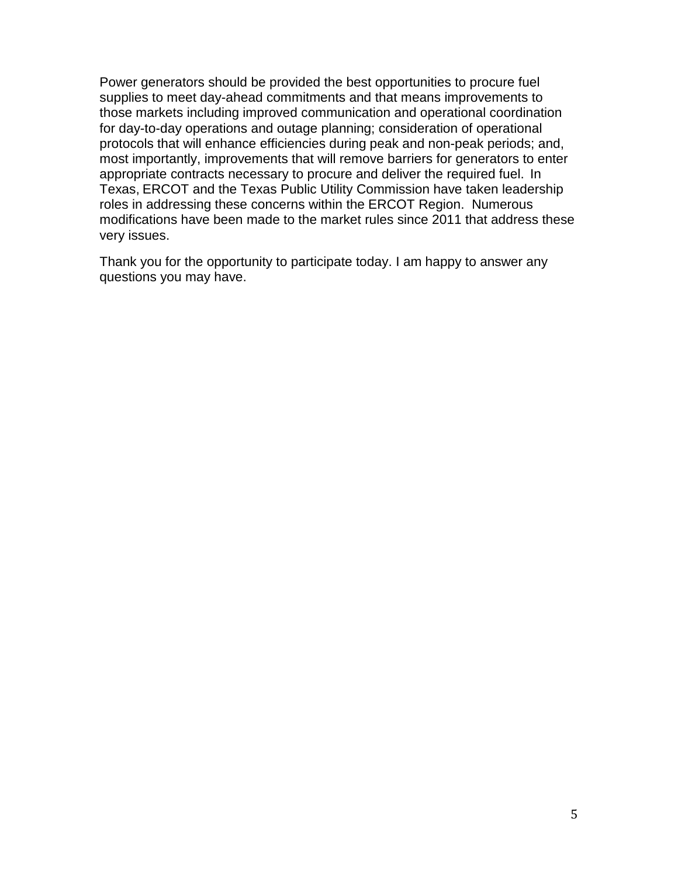Power generators should be provided the best opportunities to procure fuel supplies to meet day-ahead commitments and that means improvements to those markets including improved communication and operational coordination for day-to-day operations and outage planning; consideration of operational protocols that will enhance efficiencies during peak and non-peak periods; and, most importantly, improvements that will remove barriers for generators to enter appropriate contracts necessary to procure and deliver the required fuel. In Texas, ERCOT and the Texas Public Utility Commission have taken leadership roles in addressing these concerns within the ERCOT Region. Numerous modifications have been made to the market rules since 2011 that address these very issues.

Thank you for the opportunity to participate today. I am happy to answer any questions you may have.